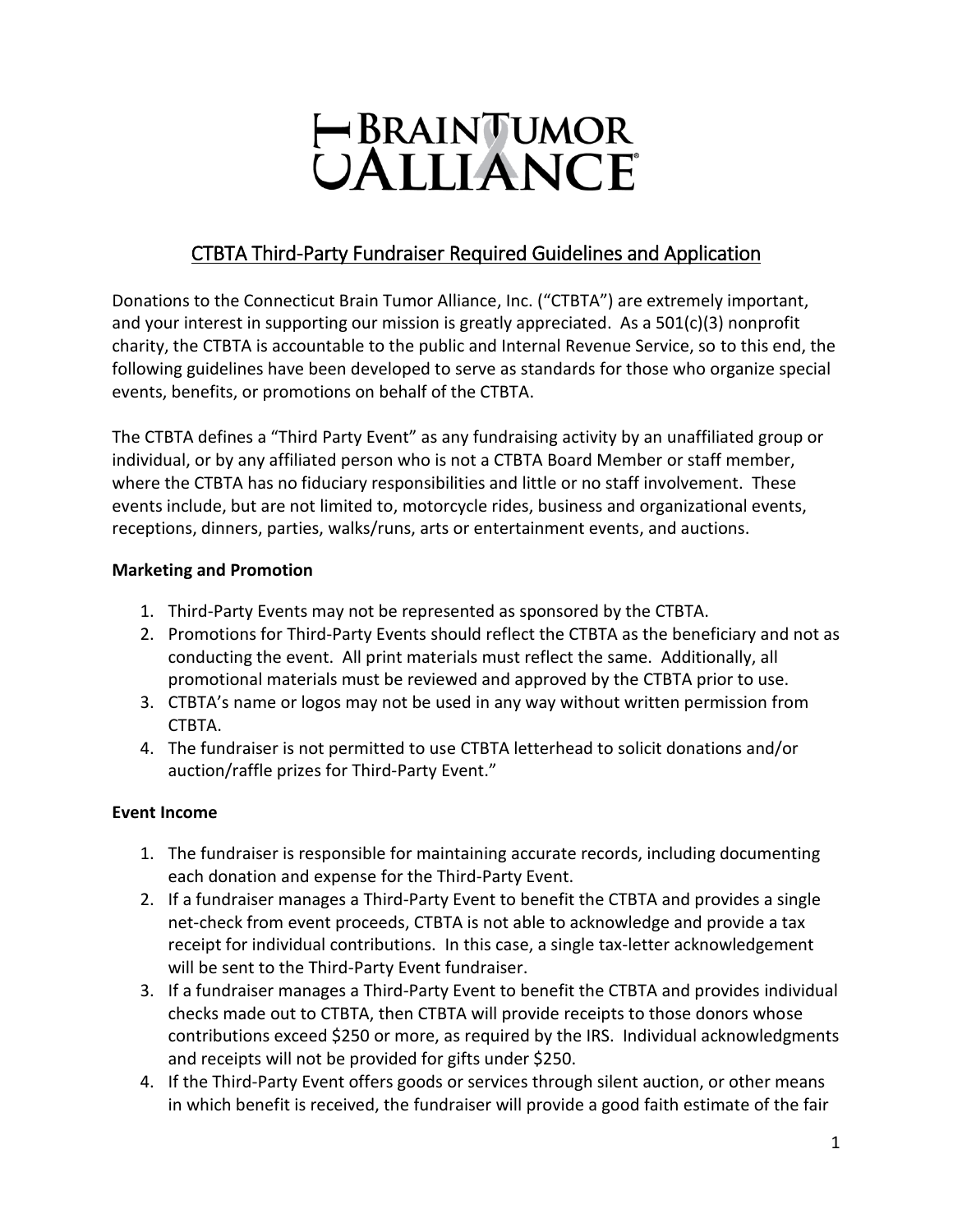# CTBTA Third-Party Fundraiser Required Guidelines and Application

Donations to the Connecticut Brain Tumor Alliance, Inc. ("CTBTA") are extremely important, and your interest in supporting our mission is greatly appreciated. As a 501(c)(3) nonprofit charity, the CTBTA is accountable to the public and Internal Revenue Service, so to this end, the following guidelines have been developed to serve as standards for those who organize special events, benefits, or promotions on behalf of the CTBTA.

The CTBTA defines a "Third Party Event" as any fundraising activity by an unaffiliated group or individual, or by any affiliated person who is not a CTBTA Board Member or staff member, where the CTBTA has no fiduciary responsibilities and little or no staff involvement. These events include, but are not limited to, motorcycle rides, business and organizational events, receptions, dinners, parties, walks/runs, arts or entertainment events, and auctions.

**Marketing and Promotion**

1. Third-Party Events may not be represented as sponsored by the CTBTA.
2. Promotions for Third-Party Events should reflect the CTBTA as the beneficiary and not as conducting the event. All print materials must reflect the same. Additionally, all promotional materials must be reviewed and approved by the CTBTA prior to use.
3. CTBTA's name or logos may not be used in any way without written permission from CTBTA.
4. The fundraiser is not permitted to use CTBTA letterhead to solicit donations and/or auction/raffle prizes for Third-Party Event."

**Event Income**

1. The fundraiser is responsible for maintaining accurate records, including documenting each donation and expense for the Third-Party Event.
2. If a fundraiser manages a Third-Party Event to benefit the CTBTA and provides a single net-check from event proceeds, CTBTA is not able to acknowledge and provide a tax receipt for individual contributions. In this case, a single tax-letter acknowledgement will be sent to the Third-Party Event fundraiser.
3. If a fundraiser manages a Third-Party Event to benefit the CTBTA and provides individual checks made out to CTBTA, then CTBTA will provide receipts to those donors whose contributions exceed $250 or more, as required by the IRS. Individual acknowledgments and receipts will not be provided for gifts under $250.
4. If the Third-Party Event offers goods or services through silent auction, or other means in which benefit is received, the fundraiser will provide a good faith estimate of the fair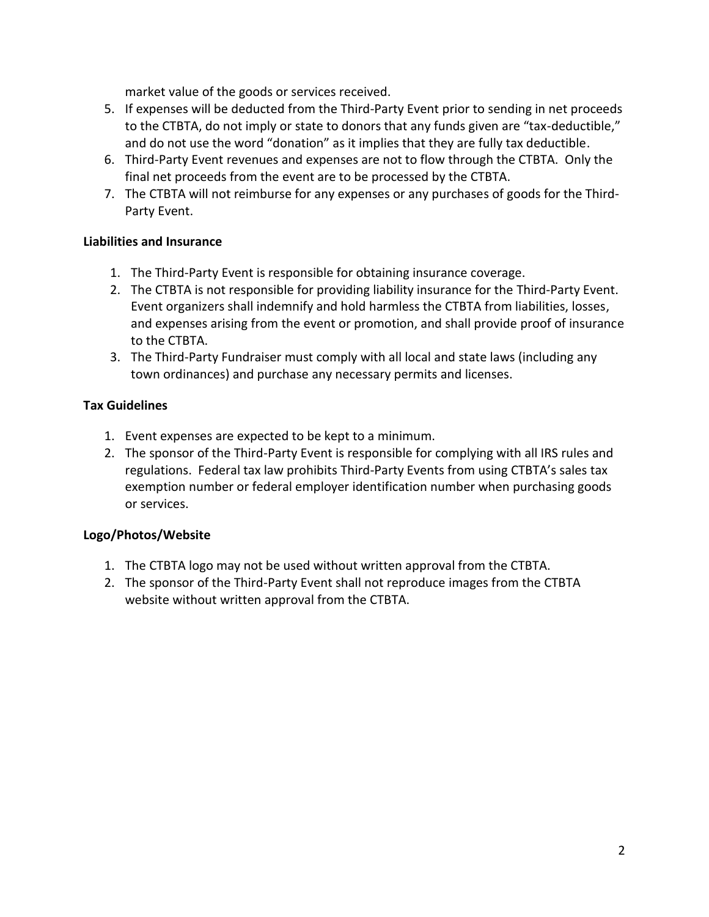market value of the goods or services received.

5. If expenses will be deducted from the Third-Party Event prior to sending in net proceeds to the CTBTA, do not imply or state to donors that any funds given are "tax-deductible," and do not use the word "donation" as it implies that they are fully tax deductible.
6. Third-Party Event revenues and expenses are not to flow through the CTBTA. Only the final net proceeds from the event are to be processed by the CTBTA.
7. The CTBTA will not reimburse for any expenses or any purchases of goods for the Third-Party Event.

**Liabilities and Insurance**

1. The Third-Party Event is responsible for obtaining insurance coverage.
2. The CTBTA is not responsible for providing liability insurance for the Third-Party Event. Event organizers shall indemnify and hold harmless the CTBTA from liabilities, losses, and expenses arising from the event or promotion, and shall provide proof of insurance to the CTBTA.
3. The Third-Party Fundraiser must comply with all local and state laws (including any town ordinances) and purchase any necessary permits and licenses.

**Tax Guidelines**

1. Event expenses are expected to be kept to a minimum.
2. The sponsor of the Third-Party Event is responsible for complying with all IRS rules and regulations. Federal tax law prohibits Third-Party Events from using CTBTA's sales tax exemption number or federal employer identification number when purchasing goods or services.

**Logo/Photos/Website**

1. The CTBTA logo may not be used without written approval from the CTBTA.
2. The sponsor of the Third-Party Event shall not reproduce images from the CTBTA website without written approval from the CTBTA.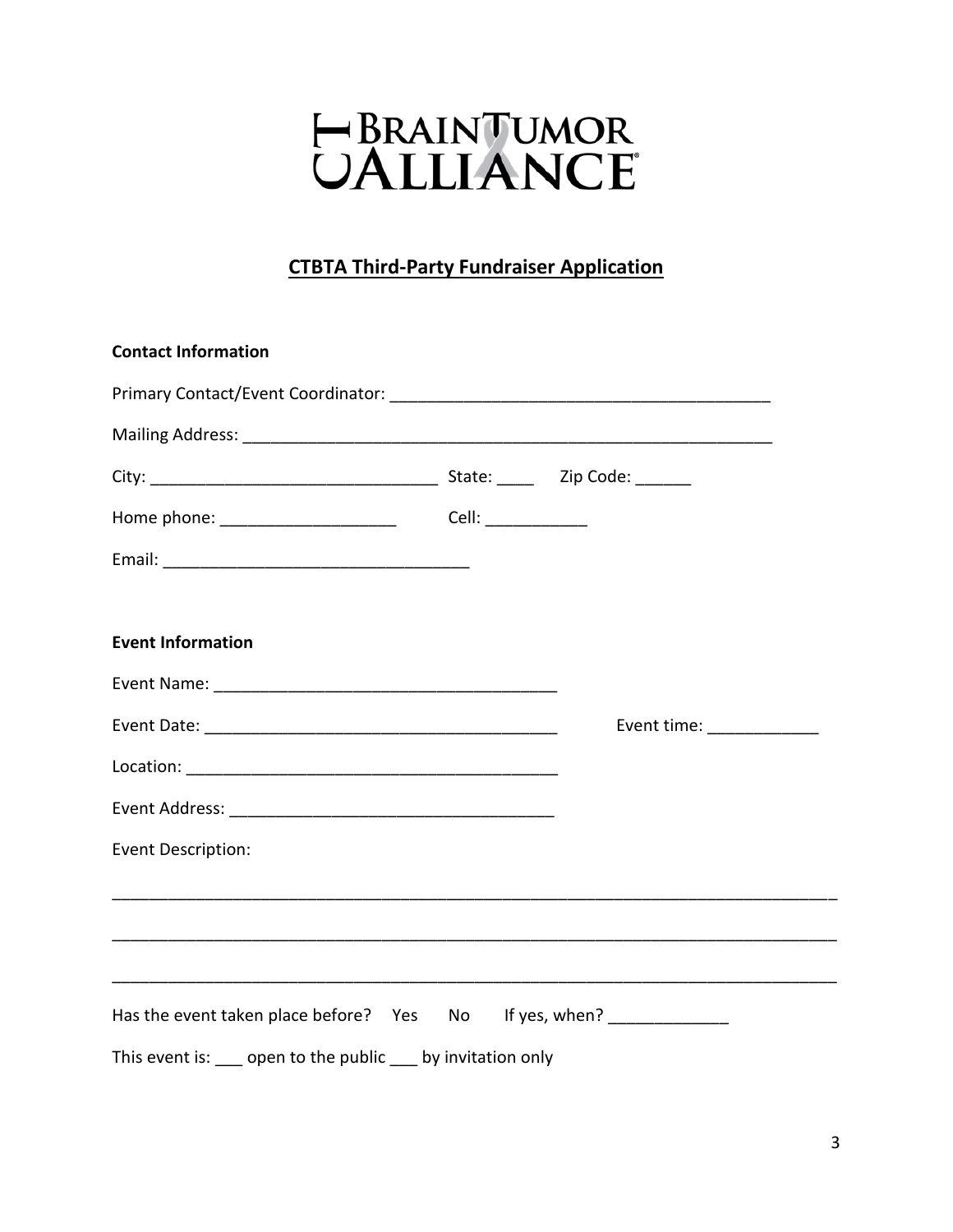CT BRAIN TUMOR ALLIANCE

## CTBTA Third-Party Fundraiser Application

**Contact Information**

Primary Contact/Event Coordinator: ________________________________________

Mailing Address: __________________________________________________________

City: _______________________________ State: ____ Zip Code: ______

Home phone: ___________________ Cell: ___________

Email: _________________________________

**Event Information**

Event Name: _____________________________________

Event Date: ______________________________________ Event time: ____________

Location: ________________________________________

Event Address: ___________________________________

Event Description:

________________________________________________________________________________

________________________________________________________________________________

________________________________________________________________________________

Has the event taken place before? Yes No If yes, when? _____________

This event is: ___ open to the public ___ by invitation only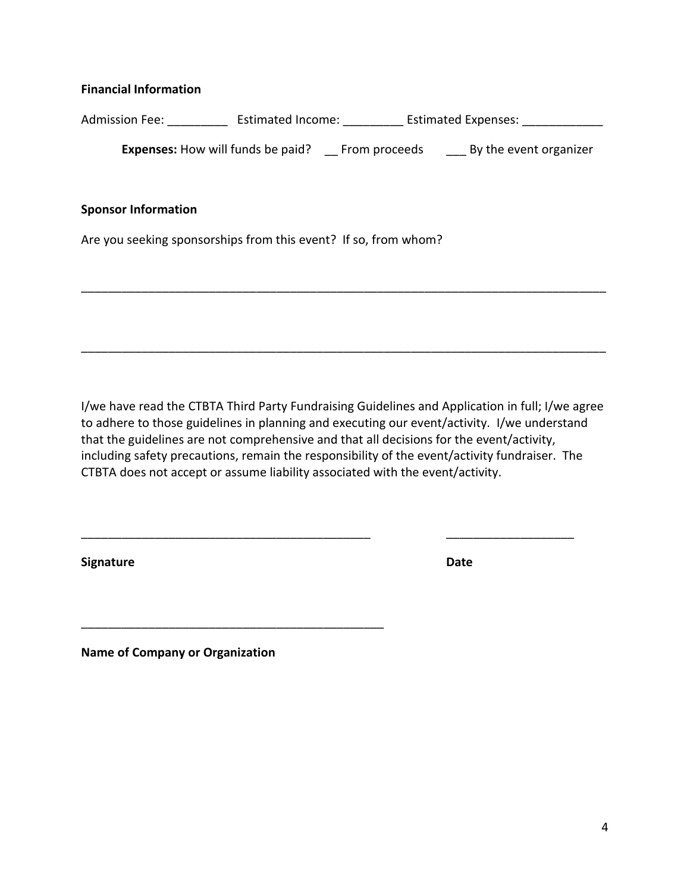**Financial Information**

Admission Fee: _________ Estimated Income: _________ Estimated Expenses: ____________

**Expenses:** How will funds be paid? __ From proceeds ___ By the event organizer

**Sponsor Information**

Are you seeking sponsorships from this event? If so, from whom?

________________________________________________________________________________

________________________________________________________________________________

I/we have read the CTBTA Third Party Fundraising Guidelines and Application in full; I/we agree to adhere to those guidelines in planning and executing our event/activity. I/we understand that the guidelines are not comprehensive and that all decisions for the event/activity, including safety precautions, remain the responsibility of the event/activity fundraiser. The CTBTA does not accept or assume liability associated with the event/activity.

____________________________________________ ___________________

**Signature** **Date**

______________________________________________

**Name of Company or Organization**